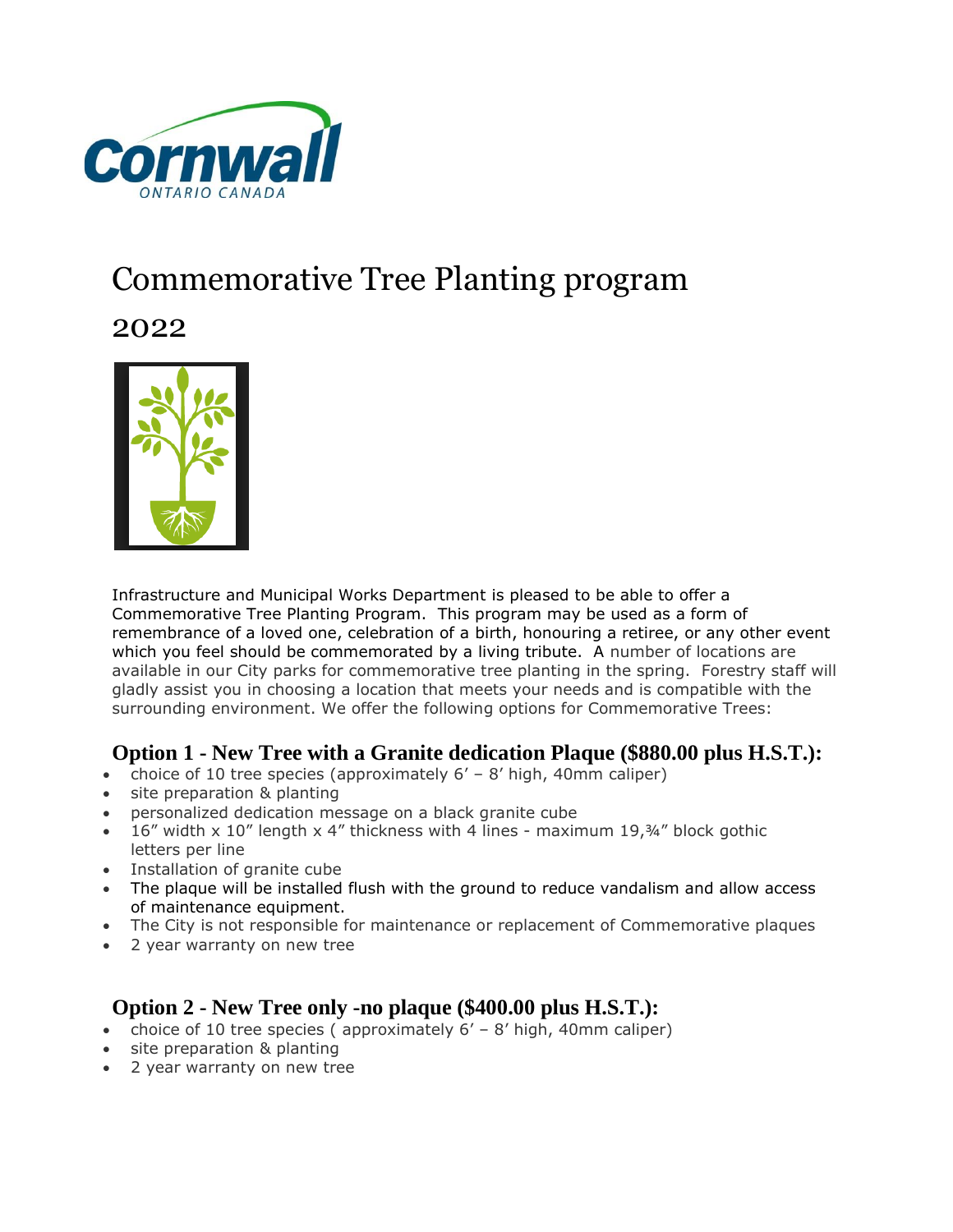Cornwall
ONTARIO CANADA

# Commemorative Tree Planting program

## 2022

Infrastructure and Municipal Works Department is pleased to be able to offer a Commemorative Tree Planting Program. This program may be used as a form of remembrance of a loved one, celebration of a birth, honouring a retiree, or any other event which you feel should be commemorated by a living tribute. A number of locations are available in our City parks for commemorative tree planting in the spring. Forestry staff will gladly assist you in choosing a location that meets your needs and is compatible with the surrounding environment. We offer the following options for Commemorative Trees:

### Option 1 - New Tree with a Granite dedication Plaque ($880.00 plus H.S.T.):

- choice of 10 tree species (approximately 6' – 8' high, 40mm caliper)
- site preparation & planting
- personalized dedication message on a black granite cube
- 16" width x 10" length x 4" thickness with 4 lines - maximum 19,¾" block gothic letters per line
- Installation of granite cube
- The plaque will be installed flush with the ground to reduce vandalism and allow access of maintenance equipment.
- The City is not responsible for maintenance or replacement of Commemorative plaques
- 2 year warranty on new tree

### Option 2 - New Tree only -no plaque ($400.00 plus H.S.T.):

- choice of 10 tree species ( approximately 6' – 8' high, 40mm caliper)
- site preparation & planting
- 2 year warranty on new tree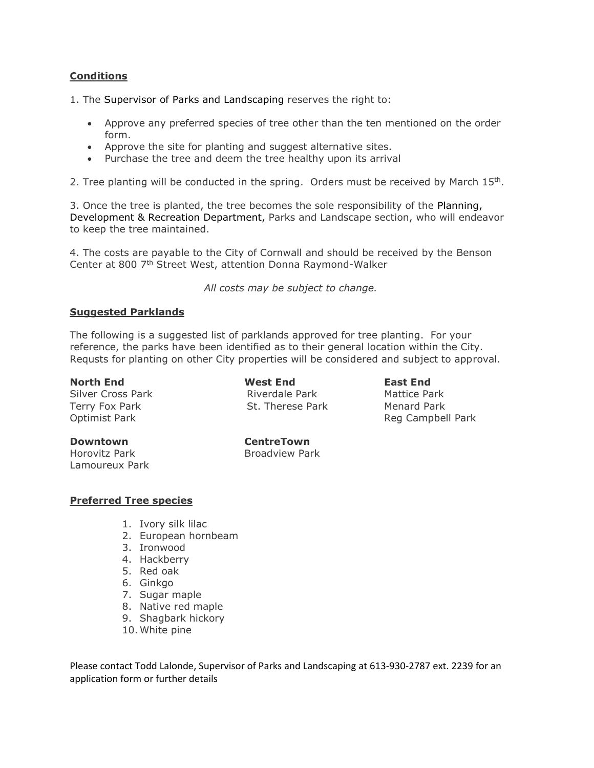## Conditions

1. The Supervisor of Parks and Landscaping reserves the right to:

- Approve any preferred species of tree other than the ten mentioned on the order form.
- Approve the site for planting and suggest alternative sites.
- Purchase the tree and deem the tree healthy upon its arrival

2. Tree planting will be conducted in the spring. Orders must be received by March 15th.

3. Once the tree is planted, the tree becomes the sole responsibility of the Planning, Development & Recreation Department, Parks and Landscape section, who will endeavor to keep the tree maintained.

4. The costs are payable to the City of Cornwall and should be received by the Benson Center at 800 7th Street West, attention Donna Raymond-Walker

*All costs may be subject to change.*

## Suggested Parklands

The following is a suggested list of parklands approved for tree planting. For your reference, the parks have been identified as to their general location within the City. Requsts for planting on other City properties will be considered and subject to approval.

**North End**
Silver Cross Park
Terry Fox Park
Optimist Park

**West End**
Riverdale Park
St. Therese Park

**East End**
Mattice Park
Menard Park
Reg Campbell Park

**Downtown**
Horovitz Park
Lamoureux Park

**CentreTown**
Broadview Park

## Preferred Tree species

1. Ivory silk lilac
2. European hornbeam
3. Ironwood
4. Hackberry
5. Red oak
6. Ginkgo
7. Sugar maple
8. Native red maple
9. Shagbark hickory
10. White pine

Please contact Todd Lalonde, Supervisor of Parks and Landscaping at 613-930-2787 ext. 2239 for an application form or further details